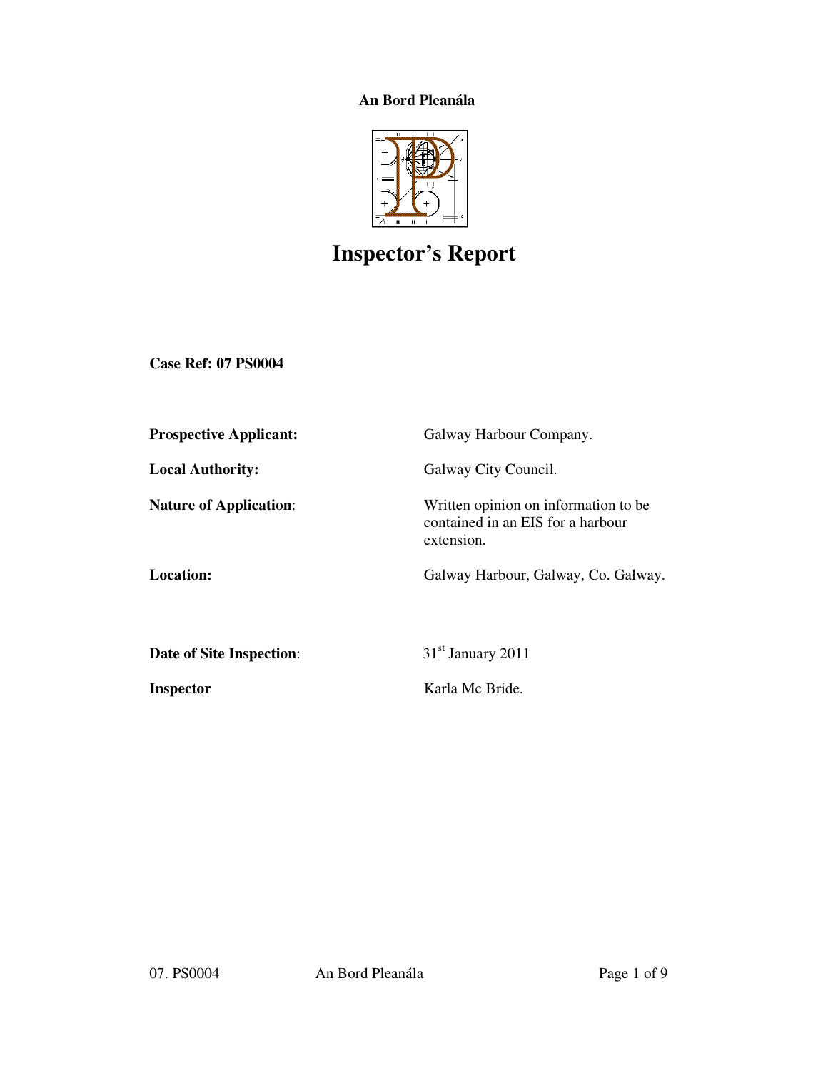**An Bord Pleanála**

# Inspector's Report

**Case Ref: 07 PS0004**

| | |
|---|---|
| **Prospective Applicant:** | Galway Harbour Company. |
| **Local Authority:** | Galway City Council. |
| **Nature of Application**: | Written opinion on information to be contained in an EIS for a harbour extension. |
| **Location:** | Galway Harbour, Galway, Co. Galway. |
| **Date of Site Inspection**: | 31st January 2011 |
| **Inspector** | Karla Mc Bride. |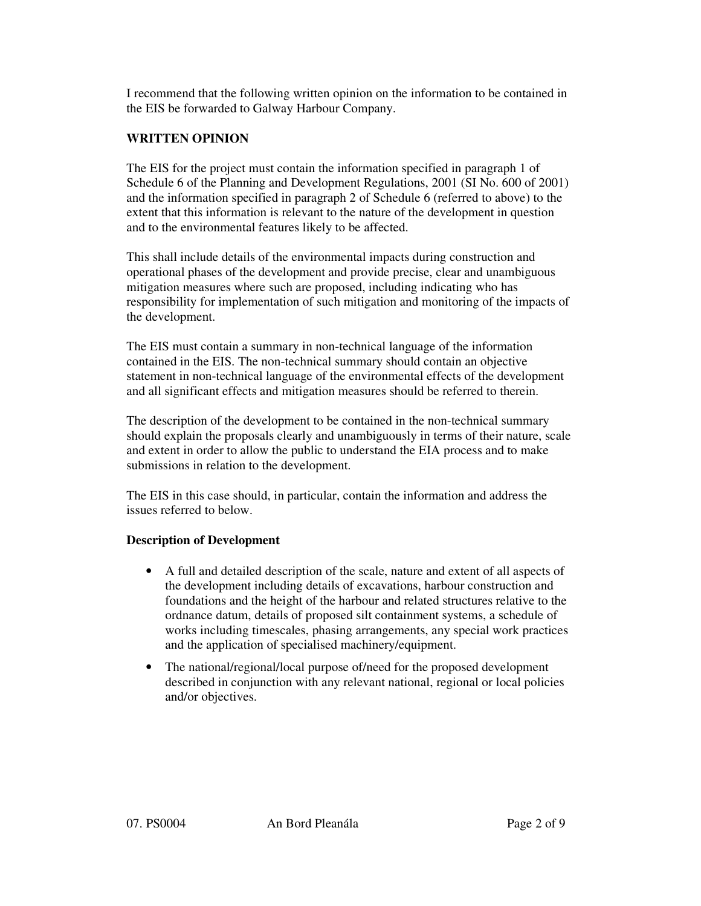I recommend that the following written opinion on the information to be contained in the EIS be forwarded to Galway Harbour Company.

**WRITTEN OPINION**

The EIS for the project must contain the information specified in paragraph 1 of Schedule 6 of the Planning and Development Regulations, 2001 (SI No. 600 of 2001) and the information specified in paragraph 2 of Schedule 6 (referred to above) to the extent that this information is relevant to the nature of the development in question and to the environmental features likely to be affected.

This shall include details of the environmental impacts during construction and operational phases of the development and provide precise, clear and unambiguous mitigation measures where such are proposed, including indicating who has responsibility for implementation of such mitigation and monitoring of the impacts of the development.

The EIS must contain a summary in non-technical language of the information contained in the EIS. The non-technical summary should contain an objective statement in non-technical language of the environmental effects of the development and all significant effects and mitigation measures should be referred to therein.

The description of the development to be contained in the non-technical summary should explain the proposals clearly and unambiguously in terms of their nature, scale and extent in order to allow the public to understand the EIA process and to make submissions in relation to the development.

The EIS in this case should, in particular, contain the information and address the issues referred to below.

**Description of Development**

- A full and detailed description of the scale, nature and extent of all aspects of the development including details of excavations, harbour construction and foundations and the height of the harbour and related structures relative to the ordnance datum, details of proposed silt containment systems, a schedule of works including timescales, phasing arrangements, any special work practices and the application of specialised machinery/equipment.
- The national/regional/local purpose of/need for the proposed development described in conjunction with any relevant national, regional or local policies and/or objectives.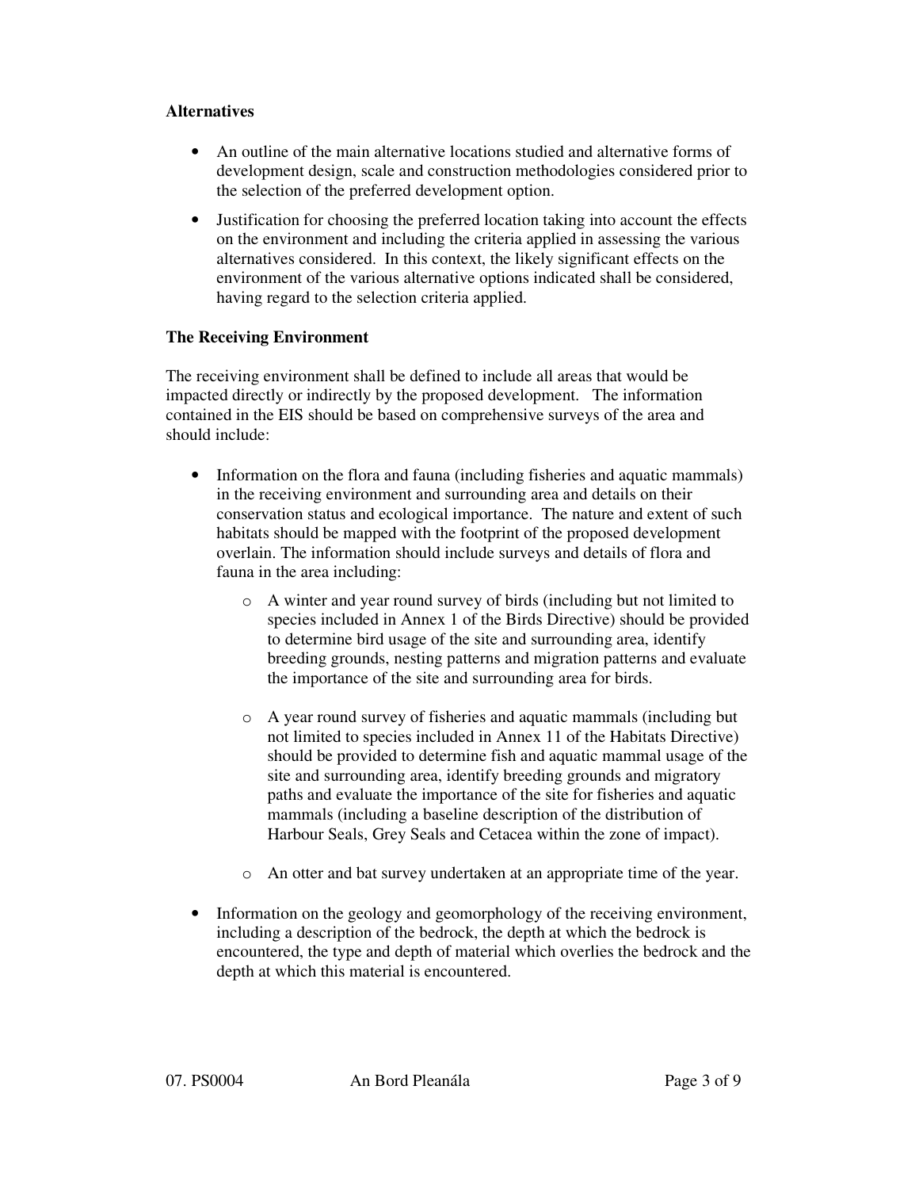**Alternatives**

- An outline of the main alternative locations studied and alternative forms of development design, scale and construction methodologies considered prior to the selection of the preferred development option.
- Justification for choosing the preferred location taking into account the effects on the environment and including the criteria applied in assessing the various alternatives considered. In this context, the likely significant effects on the environment of the various alternative options indicated shall be considered, having regard to the selection criteria applied.

**The Receiving Environment**

The receiving environment shall be defined to include all areas that would be impacted directly or indirectly by the proposed development. The information contained in the EIS should be based on comprehensive surveys of the area and should include:

- Information on the flora and fauna (including fisheries and aquatic mammals) in the receiving environment and surrounding area and details on their conservation status and ecological importance. The nature and extent of such habitats should be mapped with the footprint of the proposed development overlain. The information should include surveys and details of flora and fauna in the area including:
    - A winter and year round survey of birds (including but not limited to species included in Annex 1 of the Birds Directive) should be provided to determine bird usage of the site and surrounding area, identify breeding grounds, nesting patterns and migration patterns and evaluate the importance of the site and surrounding area for birds.
    - A year round survey of fisheries and aquatic mammals (including but not limited to species included in Annex 11 of the Habitats Directive) should be provided to determine fish and aquatic mammal usage of the site and surrounding area, identify breeding grounds and migratory paths and evaluate the importance of the site for fisheries and aquatic mammals (including a baseline description of the distribution of Harbour Seals, Grey Seals and Cetacea within the zone of impact).
    - An otter and bat survey undertaken at an appropriate time of the year.
- Information on the geology and geomorphology of the receiving environment, including a description of the bedrock, the depth at which the bedrock is encountered, the type and depth of material which overlies the bedrock and the depth at which this material is encountered.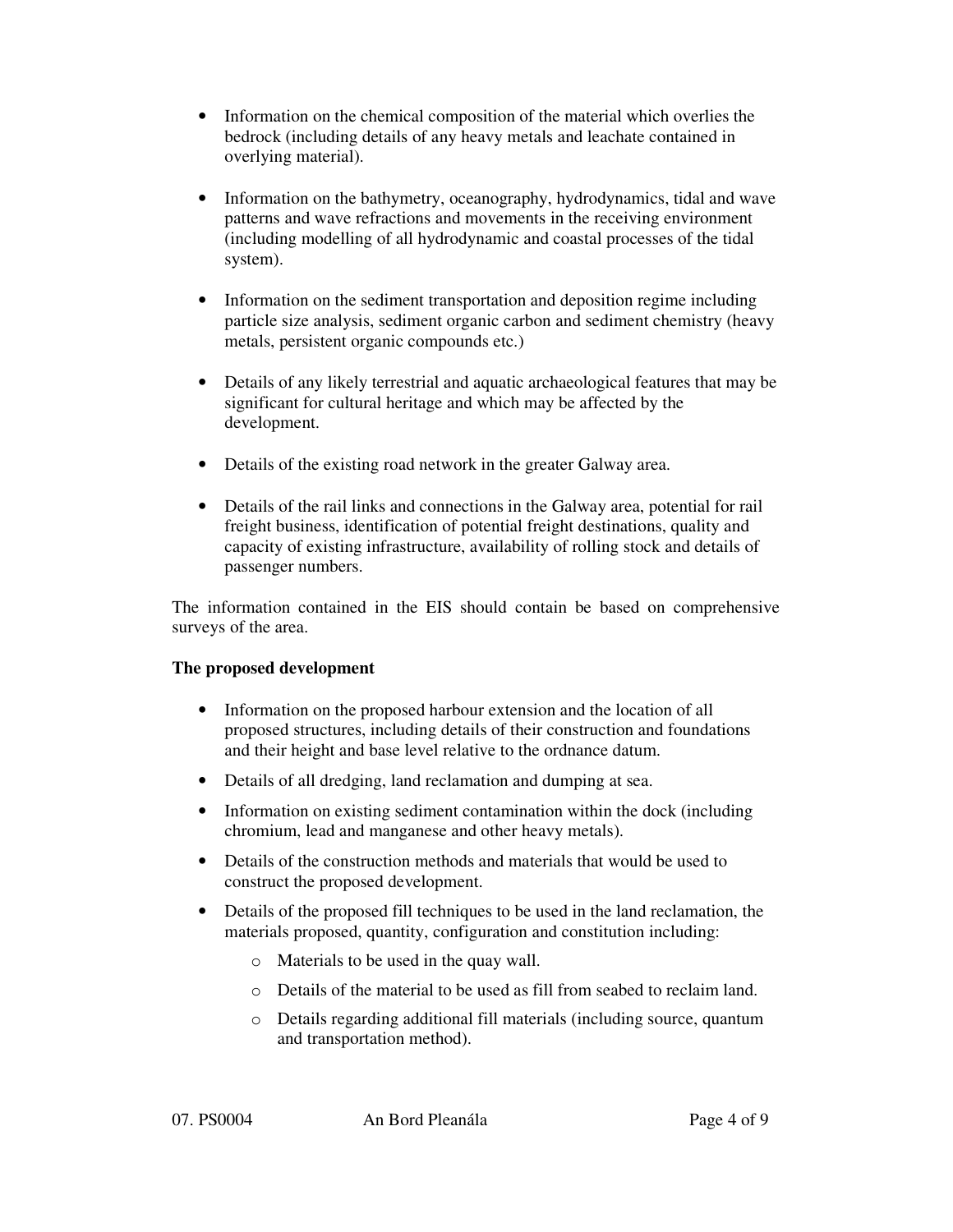- Information on the chemical composition of the material which overlies the bedrock (including details of any heavy metals and leachate contained in overlying material).

- Information on the bathymetry, oceanography, hydrodynamics, tidal and wave patterns and wave refractions and movements in the receiving environment (including modelling of all hydrodynamic and coastal processes of the tidal system).

- Information on the sediment transportation and deposition regime including particle size analysis, sediment organic carbon and sediment chemistry (heavy metals, persistent organic compounds etc.)

- Details of any likely terrestrial and aquatic archaeological features that may be significant for cultural heritage and which may be affected by the development.

- Details of the existing road network in the greater Galway area.

- Details of the rail links and connections in the Galway area, potential for rail freight business, identification of potential freight destinations, quality and capacity of existing infrastructure, availability of rolling stock and details of passenger numbers.

The information contained in the EIS should contain be based on comprehensive surveys of the area.

**The proposed development**

- Information on the proposed harbour extension and the location of all proposed structures, including details of their construction and foundations and their height and base level relative to the ordnance datum.
- Details of all dredging, land reclamation and dumping at sea.
- Information on existing sediment contamination within the dock (including chromium, lead and manganese and other heavy metals).
- Details of the construction methods and materials that would be used to construct the proposed development.
- Details of the proposed fill techniques to be used in the land reclamation, the materials proposed, quantity, configuration and constitution including:
    - Materials to be used in the quay wall.
    - Details of the material to be used as fill from seabed to reclaim land.
    - Details regarding additional fill materials (including source, quantum and transportation method).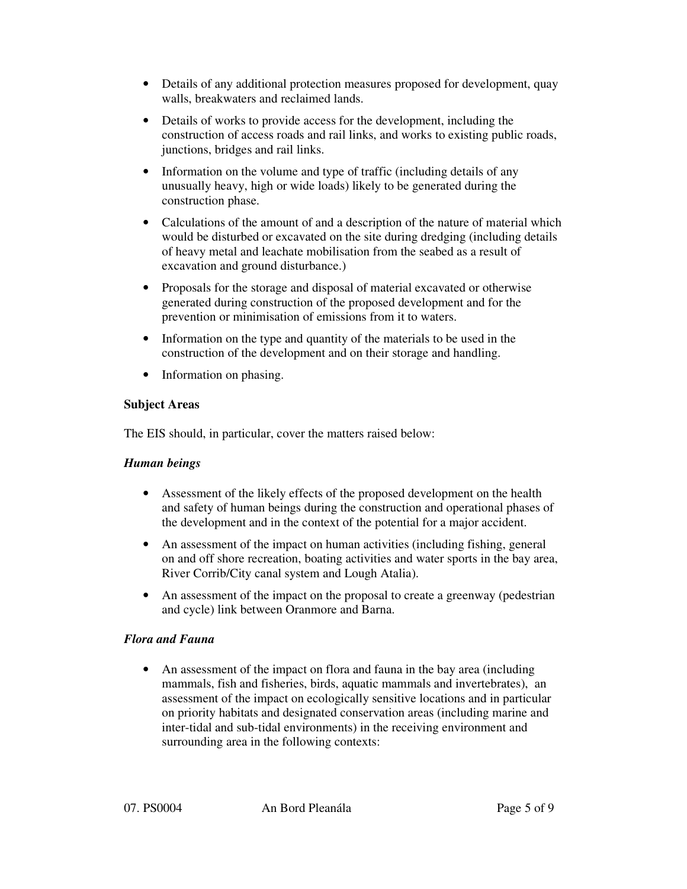- Details of any additional protection measures proposed for development, quay walls, breakwaters and reclaimed lands.
- Details of works to provide access for the development, including the construction of access roads and rail links, and works to existing public roads, junctions, bridges and rail links.
- Information on the volume and type of traffic (including details of any unusually heavy, high or wide loads) likely to be generated during the construction phase.
- Calculations of the amount of and a description of the nature of material which would be disturbed or excavated on the site during dredging (including details of heavy metal and leachate mobilisation from the seabed as a result of excavation and ground disturbance.)
- Proposals for the storage and disposal of material excavated or otherwise generated during construction of the proposed development and for the prevention or minimisation of emissions from it to waters.
- Information on the type and quantity of the materials to be used in the construction of the development and on their storage and handling.
- Information on phasing.

**Subject Areas**

The EIS should, in particular, cover the matters raised below:

***Human beings***

- Assessment of the likely effects of the proposed development on the health and safety of human beings during the construction and operational phases of the development and in the context of the potential for a major accident.
- An assessment of the impact on human activities (including fishing, general on and off shore recreation, boating activities and water sports in the bay area, River Corrib/City canal system and Lough Atalia).
- An assessment of the impact on the proposal to create a greenway (pedestrian and cycle) link between Oranmore and Barna.

***Flora and Fauna***

- An assessment of the impact on flora and fauna in the bay area (including mammals, fish and fisheries, birds, aquatic mammals and invertebrates), an assessment of the impact on ecologically sensitive locations and in particular on priority habitats and designated conservation areas (including marine and inter-tidal and sub-tidal environments) in the receiving environment and surrounding area in the following contexts: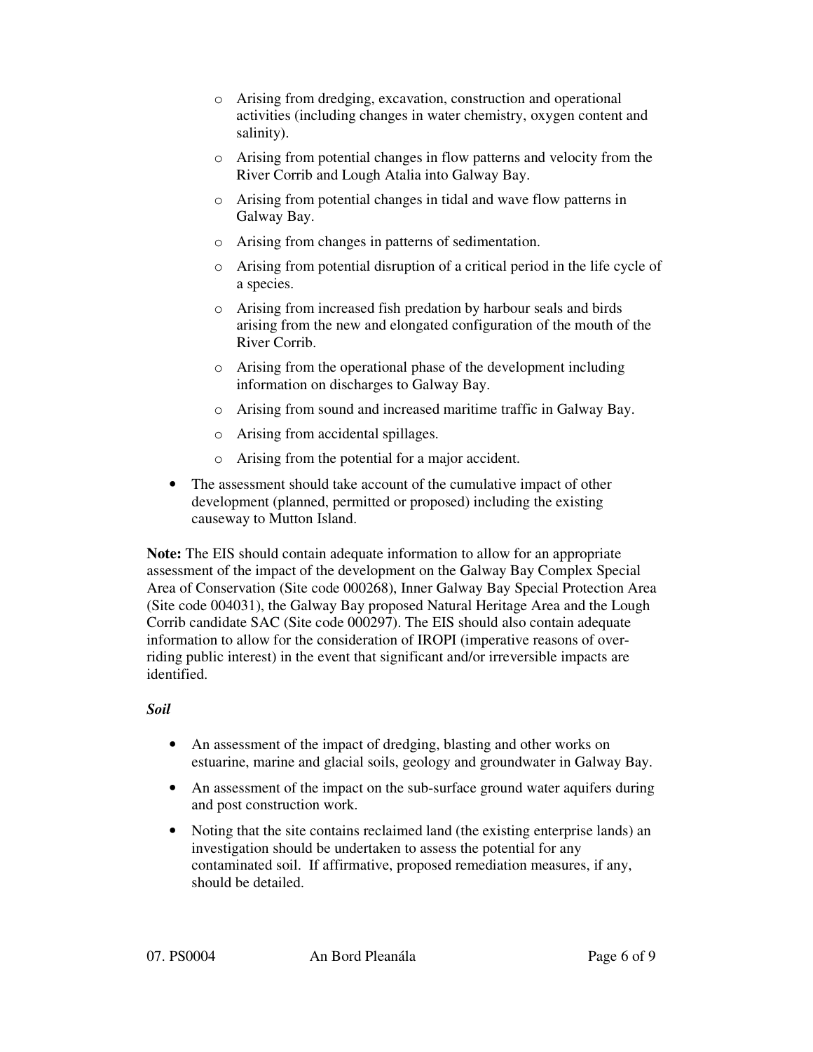- Arising from dredging, excavation, construction and operational activities (including changes in water chemistry, oxygen content and salinity).
  - Arising from potential changes in flow patterns and velocity from the River Corrib and Lough Atalia into Galway Bay.
  - Arising from potential changes in tidal and wave flow patterns in Galway Bay.
  - Arising from changes in patterns of sedimentation.
  - Arising from potential disruption of a critical period in the life cycle of a species.
  - Arising from increased fish predation by harbour seals and birds arising from the new and elongated configuration of the mouth of the River Corrib.
  - Arising from the operational phase of the development including information on discharges to Galway Bay.
  - Arising from sound and increased maritime traffic in Galway Bay.
  - Arising from accidental spillages.
  - Arising from the potential for a major accident.
- The assessment should take account of the cumulative impact of other development (planned, permitted or proposed) including the existing causeway to Mutton Island.

**Note:** The EIS should contain adequate information to allow for an appropriate assessment of the impact of the development on the Galway Bay Complex Special Area of Conservation (Site code 000268), Inner Galway Bay Special Protection Area (Site code 004031), the Galway Bay proposed Natural Heritage Area and the Lough Corrib candidate SAC (Site code 000297). The EIS should also contain adequate information to allow for the consideration of IROPI (imperative reasons of over-riding public interest) in the event that significant and/or irreversible impacts are identified.

***Soil***

- An assessment of the impact of dredging, blasting and other works on estuarine, marine and glacial soils, geology and groundwater in Galway Bay.
- An assessment of the impact on the sub-surface ground water aquifers during and post construction work.
- Noting that the site contains reclaimed land (the existing enterprise lands) an investigation should be undertaken to assess the potential for any contaminated soil. If affirmative, proposed remediation measures, if any, should be detailed.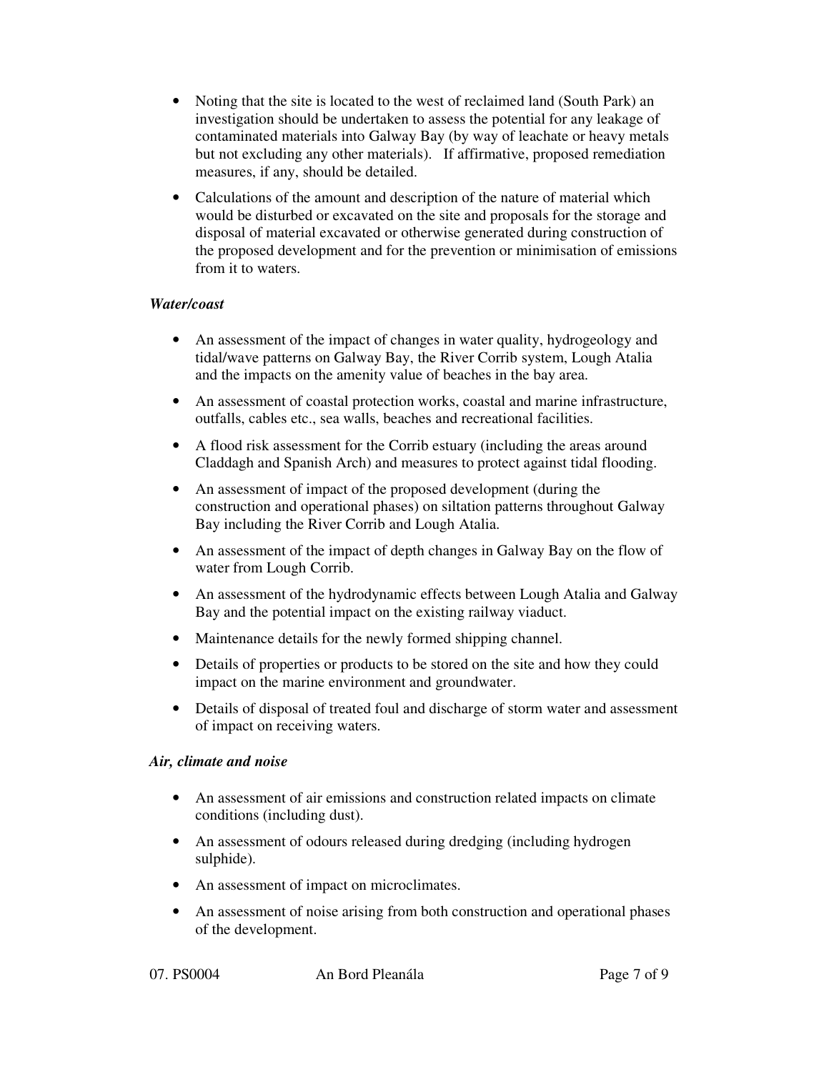- Noting that the site is located to the west of reclaimed land (South Park) an investigation should be undertaken to assess the potential for any leakage of contaminated materials into Galway Bay (by way of leachate or heavy metals but not excluding any other materials). If affirmative, proposed remediation measures, if any, should be detailed.
- Calculations of the amount and description of the nature of material which would be disturbed or excavated on the site and proposals for the storage and disposal of material excavated or otherwise generated during construction of the proposed development and for the prevention or minimisation of emissions from it to waters.

***Water/coast***

- An assessment of the impact of changes in water quality, hydrogeology and tidal/wave patterns on Galway Bay, the River Corrib system, Lough Atalia and the impacts on the amenity value of beaches in the bay area.
- An assessment of coastal protection works, coastal and marine infrastructure, outfalls, cables etc., sea walls, beaches and recreational facilities.
- A flood risk assessment for the Corrib estuary (including the areas around Claddagh and Spanish Arch) and measures to protect against tidal flooding.
- An assessment of impact of the proposed development (during the construction and operational phases) on siltation patterns throughout Galway Bay including the River Corrib and Lough Atalia.
- An assessment of the impact of depth changes in Galway Bay on the flow of water from Lough Corrib.
- An assessment of the hydrodynamic effects between Lough Atalia and Galway Bay and the potential impact on the existing railway viaduct.
- Maintenance details for the newly formed shipping channel.
- Details of properties or products to be stored on the site and how they could impact on the marine environment and groundwater.
- Details of disposal of treated foul and discharge of storm water and assessment of impact on receiving waters.

***Air, climate and noise***

- An assessment of air emissions and construction related impacts on climate conditions (including dust).
- An assessment of odours released during dredging (including hydrogen sulphide).
- An assessment of impact on microclimates.
- An assessment of noise arising from both construction and operational phases of the development.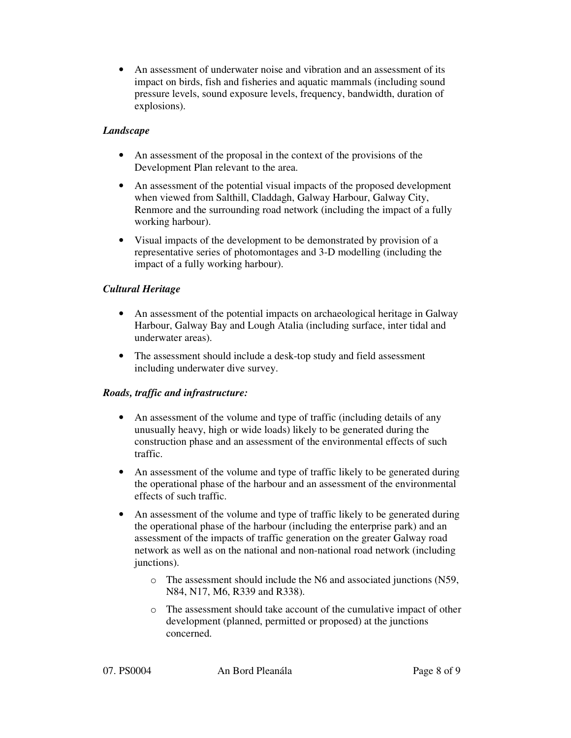- An assessment of underwater noise and vibration and an assessment of its impact on birds, fish and fisheries and aquatic mammals (including sound pressure levels, sound exposure levels, frequency, bandwidth, duration of explosions).

***Landscape***

- An assessment of the proposal in the context of the provisions of the Development Plan relevant to the area.
- An assessment of the potential visual impacts of the proposed development when viewed from Salthill, Claddagh, Galway Harbour, Galway City, Renmore and the surrounding road network (including the impact of a fully working harbour).
- Visual impacts of the development to be demonstrated by provision of a representative series of photomontages and 3-D modelling (including the impact of a fully working harbour).

***Cultural Heritage***

- An assessment of the potential impacts on archaeological heritage in Galway Harbour, Galway Bay and Lough Atalia (including surface, inter tidal and underwater areas).
- The assessment should include a desk-top study and field assessment including underwater dive survey.

***Roads, traffic and infrastructure:***

- An assessment of the volume and type of traffic (including details of any unusually heavy, high or wide loads) likely to be generated during the construction phase and an assessment of the environmental effects of such traffic.
- An assessment of the volume and type of traffic likely to be generated during the operational phase of the harbour and an assessment of the environmental effects of such traffic.
- An assessment of the volume and type of traffic likely to be generated during the operational phase of the harbour (including the enterprise park) and an assessment of the impacts of traffic generation on the greater Galway road network as well as on the national and non-national road network (including junctions).
  - The assessment should include the N6 and associated junctions (N59, N84, N17, M6, R339 and R338).
  - The assessment should take account of the cumulative impact of other development (planned, permitted or proposed) at the junctions concerned.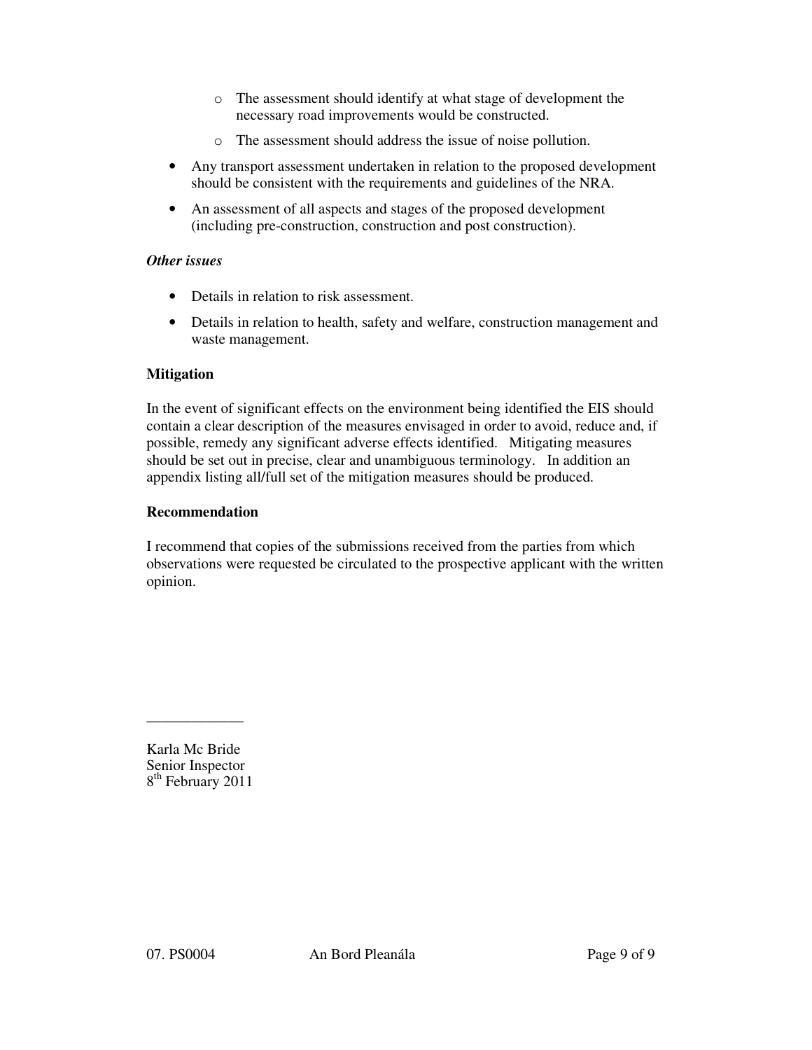- The assessment should identify at what stage of development the necessary road improvements would be constructed.
  - The assessment should address the issue of noise pollution.
- Any transport assessment undertaken in relation to the proposed development should be consistent with the requirements and guidelines of the NRA.
- An assessment of all aspects and stages of the proposed development (including pre-construction, construction and post construction).

***Other issues***

- Details in relation to risk assessment.
- Details in relation to health, safety and welfare, construction management and waste management.

**Mitigation**

In the event of significant effects on the environment being identified the EIS should contain a clear description of the measures envisaged in order to avoid, reduce and, if possible, remedy any significant adverse effects identified. Mitigating measures should be set out in precise, clear and unambiguous terminology. In addition an appendix listing all/full set of the mitigation measures should be produced.

**Recommendation**

I recommend that copies of the submissions received from the parties from which observations were requested be circulated to the prospective applicant with the written opinion.

\_\_\_\_\_\_\_\_\_\_\_\_\_

Karla Mc Bride
Senior Inspector
8th February 2011